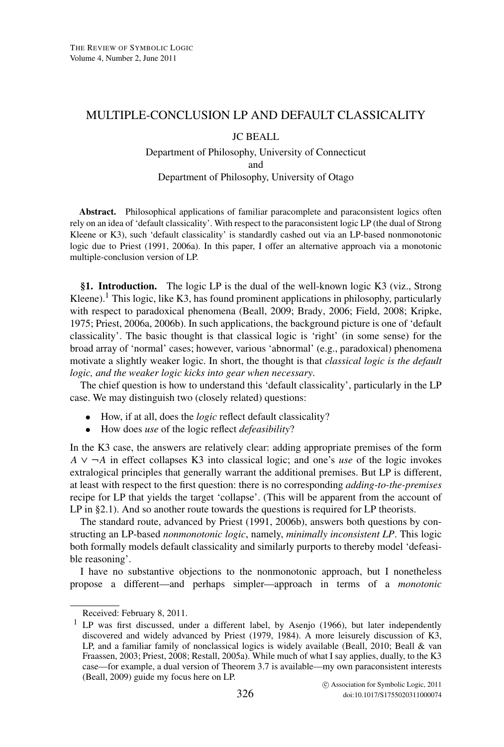# MULTIPLE-CONCLUSION LP AND DEFAULT CLASSICALITY

JC BEALL

Department of Philosophy, University of Connecticut
and
Department of Philosophy, University of Otago

**Abstract.** Philosophical applications of familiar paracomplete and paraconsistent logics often rely on an idea of 'default classicality'. With respect to the paraconsistent logic LP (the dual of Strong Kleene or K3), such 'default classicality' is standardly cashed out via an LP-based nonmonotonic logic due to Priest (1991, 2006a). In this paper, I offer an alternative approach via a monotonic multiple-conclusion version of LP.

**§1. Introduction.** The logic LP is the dual of the well-known logic K3 (viz., Strong Kleene).[1] This logic, like K3, has found prominent applications in philosophy, particularly with respect to paradoxical phenomena (Beall, 2009; Brady, 2006; Field, 2008; Kripke, 1975; Priest, 2006a, 2006b). In such applications, the background picture is one of 'default classicality'. The basic thought is that classical logic is 'right' (in some sense) for the broad array of 'normal' cases; however, various 'abnormal' (e.g., paradoxical) phenomena motivate a slightly weaker logic. In short, the thought is that *classical logic is the default logic, and the weaker logic kicks into gear when necessary*.

The chief question is how to understand this 'default classicality', particularly in the LP case. We may distinguish two (closely related) questions:

- How, if at all, does the *logic* reflect default classicality?
- How does *use* of the logic reflect *defeasibility*?

In the K3 case, the answers are relatively clear: adding appropriate premises of the form $A \vee \neg A$ in effect collapses K3 into classical logic; and one's *use* of the logic invokes extralogical principles that generally warrant the additional premises. But LP is different, at least with respect to the first question: there is no corresponding *adding-to-the-premises* recipe for LP that yields the target 'collapse'. (This will be apparent from the account of LP in §2.1). And so another route towards the questions is required for LP theorists.

The standard route, advanced by Priest (1991, 2006b), answers both questions by constructing an LP-based *nonmonotonic logic*, namely, *minimally inconsistent LP*. This logic both formally models default classicality and similarly purports to thereby model 'defeasible reasoning'.

I have no substantive objections to the nonmonotonic approach, but I nonetheless propose a different—and perhaps simpler—approach in terms of a *monotonic*

Received: February 8, 2011.

[1] LP was first discussed, under a different label, by Asenjo (1966), but later independently discovered and widely advanced by Priest (1979, 1984). A more leisurely discussion of K3, LP, and a familiar family of nonclassical logics is widely available (Beall, 2010; Beall & van Fraassen, 2003; Priest, 2008; Restall, 2005a). While much of what I say applies, dually, to the K3 case—for example, a dual version of Theorem 3.7 is available—my own paraconsistent interests (Beall, 2009) guide my focus here on LP.

© Association for Symbolic Logic, 2011
doi:10.1017/S1755020311000074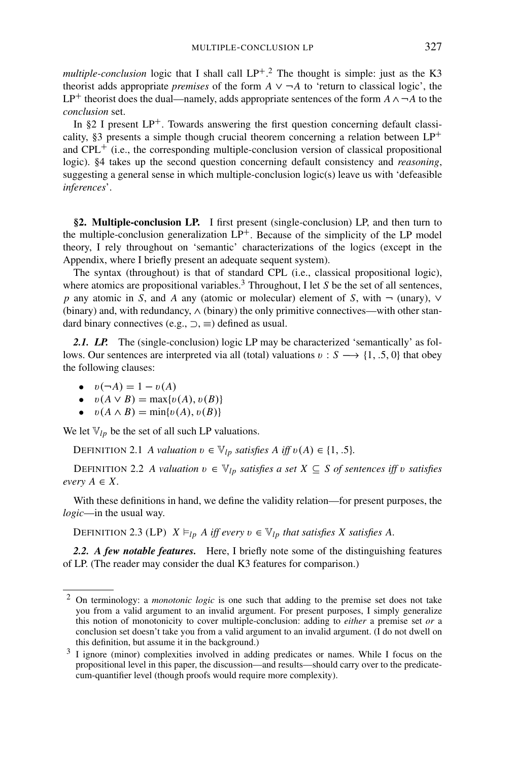*multiple-conclusion* logic that I shall call $LP^+$.[2] The thought is simple: just as the K3 theorist adds appropriate *premises* of the form $A \vee \neg A$ to 'return to classical logic', the $LP^+$ theorist does the dual—namely, adds appropriate sentences of the form $A \wedge \neg A$ to the *conclusion* set.

In §2 I present $LP^+$. Towards answering the first question concerning default classicality, §3 presents a simple though crucial theorem concerning a relation between $LP^+$ and $CPL^+$ (i.e., the corresponding multiple-conclusion version of classical propositional logic). §4 takes up the second question concerning default consistency and *reasoning*, suggesting a general sense in which multiple-conclusion logic(s) leave us with 'defeasible *inferences*'.

## §2. Multiple-conclusion LP.

I first present (single-conclusion) LP, and then turn to the multiple-conclusion generalization $LP^+$. Because of the simplicity of the LP model theory, I rely throughout on 'semantic' characterizations of the logics (except in the Appendix, where I briefly present an adequate sequent system).

The syntax (throughout) is that of standard CPL (i.e., classical propositional logic), where atomics are propositional variables.[3] Throughout, I let $S$ be the set of all sentences, $p$ any atomic in $S$, and $A$ any (atomic or molecular) element of $S$, with $\neg$ (unary), $\vee$ (binary) and, with redundancy, $\wedge$ (binary) the only primitive connectives—with other standard binary connectives (e.g., $\supset$, $\equiv$) defined as usual.

### 2.1. LP.

The (single-conclusion) logic LP may be characterized 'semantically' as follows. Our sentences are interpreted via all (total) valuations $\upsilon : S \longrightarrow \{1, .5, 0\}$ that obey the following clauses:

- $\upsilon(\neg A) = 1 - \upsilon(A)$
- $\upsilon(A \vee B) = \max\{\upsilon(A), \upsilon(B)\}$
- $\upsilon(A \wedge B) = \min\{\upsilon(A), \upsilon(B)\}$

We let $\mathbb{V}_{lp}$ be the set of all such LP valuations.

DEFINITION 2.1 *A valuation $\upsilon \in \mathbb{V}_{lp}$ satisfies $A$ iff $\upsilon(A) \in \{1, .5\}$.*

DEFINITION 2.2 *A valuation $\upsilon \in \mathbb{V}_{lp}$ satisfies a set $X \subseteq S$ of sentences iff $\upsilon$ satisfies every $A \in X$.*

With these definitions in hand, we define the validity relation—for present purposes, the *logic*—in the usual way.

DEFINITION 2.3 (LP) *$X \vDash_{lp} A$ iff every $\upsilon \in \mathbb{V}_{lp}$ that satisfies $X$ satisfies $A$.*

### 2.2. A few notable features.

Here, I briefly note some of the distinguishing features of LP. (The reader may consider the dual K3 features for comparison.)

---

[2] On terminology: a *monotonic logic* is one such that adding to the premise set does not take you from a valid argument to an invalid argument. For present purposes, I simply generalize this notion of monotonicity to cover multiple-conclusion: adding to *either* a premise set *or* a conclusion set doesn't take you from a valid argument to an invalid argument. (I do not dwell on this definition, but assume it in the background.)

[3] I ignore (minor) complexities involved in adding predicates or names. While I focus on the propositional level in this paper, the discussion—and results—should carry over to the predicate-cum-quantifier level (though proofs would require more complexity).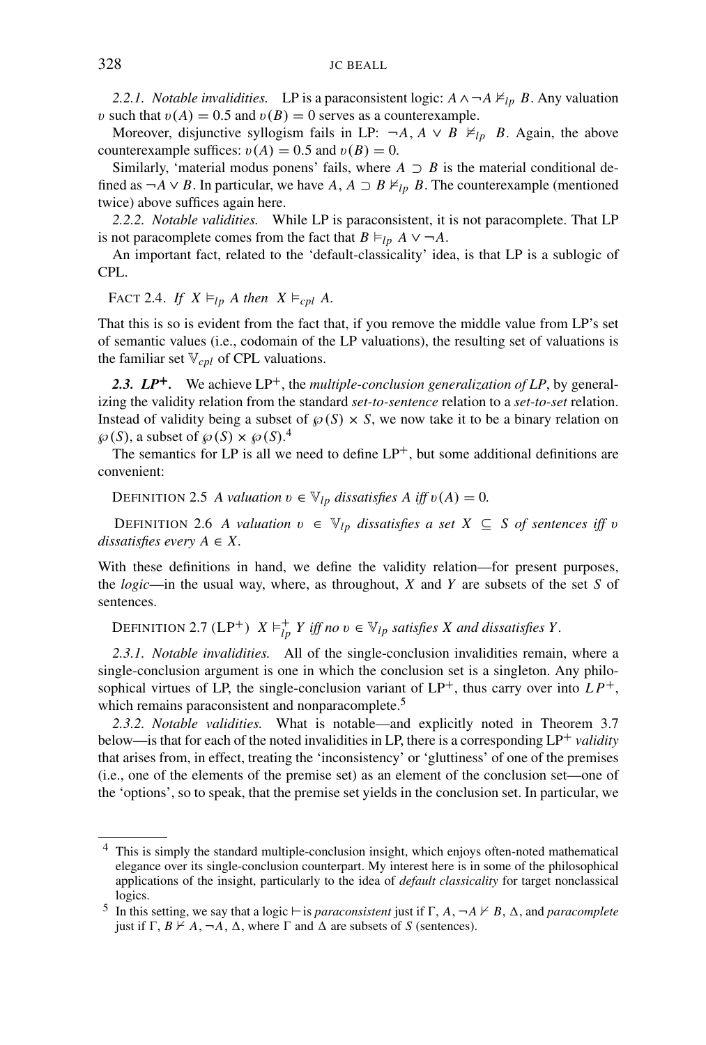*2.2.1. Notable invalidities.* LP is a paraconsistent logic: $A \wedge \neg A \nvDash_{lp} B$. Any valuation $\upsilon$ such that $\upsilon(A) = 0.5$ and $\upsilon(B) = 0$ serves as a counterexample.

Moreover, disjunctive syllogism fails in LP: $\neg A, A \vee B \nvDash_{lp} B$. Again, the above counterexample suffices: $\upsilon(A) = 0.5$ and $\upsilon(B) = 0$.

Similarly, 'material modus ponens' fails, where $A \supset B$ is the material conditional defined as $\neg A \vee B$. In particular, we have $A, A \supset B \nvDash_{lp} B$. The counterexample (mentioned twice) above suffices again here.

*2.2.2. Notable validities.* While LP is paraconsistent, it is not paracomplete. That LP is not paracomplete comes from the fact that $B \vDash_{lp} A \vee \neg A$.

An important fact, related to the 'default-classicality' idea, is that LP is a sublogic of CPL.

FACT 2.4. *If* $X \vDash_{lp} A$ *then* $X \vDash_{cpl} A$.

That this is so is evident from the fact that, if you remove the middle value from LP's set of semantic values (i.e., codomain of the LP valuations), the resulting set of valuations is the familiar set $\mathbb{V}_{cpl}$ of CPL valuations.

***2.3. LP⁺.*** We achieve LP$^+$, the *multiple-conclusion generalization of LP*, by generalizing the validity relation from the standard *set-to-sentence* relation to a *set-to-set* relation. Instead of validity being a subset of $\wp(S) \times S$, we now take it to be a binary relation on $\wp(S)$, a subset of $\wp(S) \times \wp(S)$.[4]

The semantics for LP is all we need to define LP$^+$, but some additional definitions are convenient:

DEFINITION 2.5 *A valuation* $\upsilon \in \mathbb{V}_{lp}$ *dissatisfies A iff* $\upsilon(A) = 0$.

DEFINITION 2.6 *A valuation* $\upsilon \in \mathbb{V}_{lp}$ *dissatisfies a set* $X \subseteq S$ *of sentences iff* $\upsilon$ *dissatisfies every* $A \in X$.

With these definitions in hand, we define the validity relation—for present purposes, the *logic*—in the usual way, where, as throughout, $X$ and $Y$ are subsets of the set $S$ of sentences.

DEFINITION 2.7 (LP$^+$) $X \vDash^+_{lp} Y$ *iff no* $\upsilon \in \mathbb{V}_{lp}$ *satisfies X and dissatisfies Y*.

*2.3.1. Notable invalidities.* All of the single-conclusion invalidities remain, where a single-conclusion argument is one in which the conclusion set is a singleton. Any philosophical virtues of LP, the single-conclusion variant of LP$^+$, thus carry over into $LP^+$, which remains paraconsistent and nonparacomplete.[5]

*2.3.2. Notable validities.* What is notable—and explicitly noted in Theorem 3.7 below—is that for each of the noted invalidities in LP, there is a corresponding LP$^+$ *validity* that arises from, in effect, treating the 'inconsistency' or 'gluttiness' of one of the premises (i.e., one of the elements of the premise set) as an element of the conclusion set—one of the 'options', so to speak, that the premise set yields in the conclusion set. In particular, we

---

[4] This is simply the standard multiple-conclusion insight, which enjoys often-noted mathematical elegance over its single-conclusion counterpart. My interest here is in some of the philosophical applications of the insight, particularly to the idea of *default classicality* for target nonclassical logics.

[5] In this setting, we say that a logic $\vdash$ is *paraconsistent* just if $\Gamma, A, \neg A \nvdash B, \Delta$, and *paracomplete* just if $\Gamma, B \nvdash A, \neg A, \Delta$, where $\Gamma$ and $\Delta$ are subsets of $S$ (sentences).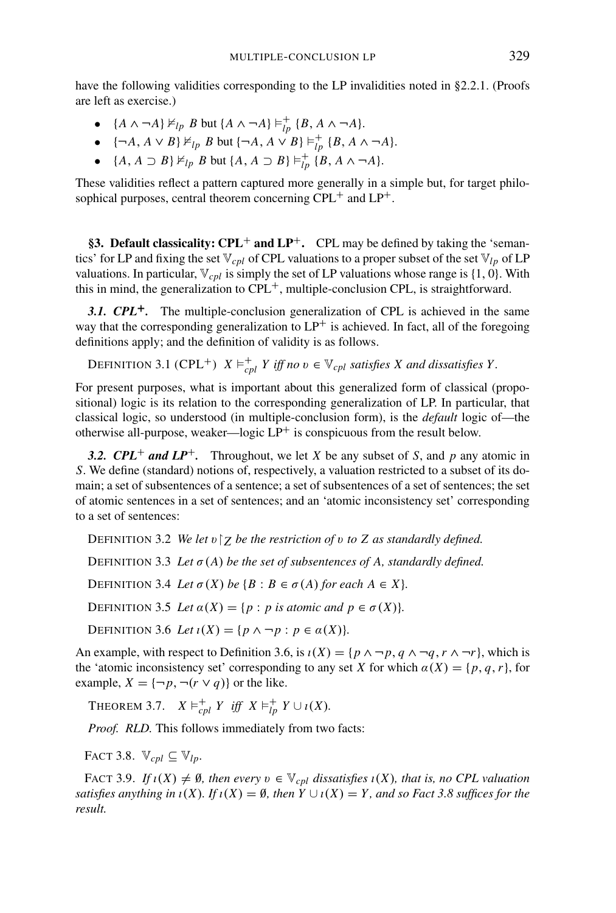have the following validities corresponding to the LP invalidities noted in §2.2.1. (Proofs are left as exercise.)

- $\{A \wedge \neg A\} \not\models_{lp} B$ but $\{A \wedge \neg A\} \models^{+}_{lp} \{B, A \wedge \neg A\}$.
- $\{\neg A, A \vee B\} \not\models_{lp} B$ but $\{\neg A, A \vee B\} \models^{+}_{lp} \{B, A \wedge \neg A\}$.
- $\{A, A \supset B\} \not\models_{lp} B$ but $\{A, A \supset B\} \models^{+}_{lp} \{B, A \wedge \neg A\}$.

These validities reflect a pattern captured more generally in a simple but, for target philosophical purposes, central theorem concerning CPL$^{+}$ and LP$^{+}$.

## §3. Default classicality: CPL$^{+}$ and LP$^{+}$.

CPL may be defined by taking the 'semantics' for LP and fixing the set $\mathbb{V}_{cpl}$ of CPL valuations to a proper subset of the set $\mathbb{V}_{lp}$ of LP valuations. In particular, $\mathbb{V}_{cpl}$ is simply the set of LP valuations whose range is $\{1, 0\}$. With this in mind, the generalization to CPL$^{+}$, multiple-conclusion CPL, is straightforward.

### *3.1. CPL$^{+}$.*

The multiple-conclusion generalization of CPL is achieved in the same way that the corresponding generalization to LP$^{+}$ is achieved. In fact, all of the foregoing definitions apply; and the definition of validity is as follows.

Definition 3.1 (CPL$^{+}$) *$X \models^{+}_{cpl} Y$ iff no $v \in \mathbb{V}_{cpl}$ satisfies $X$ and dissatisfies $Y$.*

For present purposes, what is important about this generalized form of classical (propositional) logic is its relation to the corresponding generalization of LP. In particular, that classical logic, so understood (in multiple-conclusion form), is the *default* logic of—the otherwise all-purpose, weaker—logic LP$^{+}$ is conspicuous from the result below.

### *3.2. CPL$^{+}$ and LP$^{+}$.*

Throughout, we let $X$ be any subset of $S$, and $p$ any atomic in $S$. We define (standard) notions of, respectively, a valuation restricted to a subset of its domain; a set of subsentences of a sentence; a set of subsentences of a set of sentences; the set of atomic sentences in a set of sentences; and an 'atomic inconsistency set' corresponding to a set of sentences:

Definition 3.2 *We let $v\upharpoonright_Z$ be the restriction of $v$ to $Z$ as standardly defined.*

Definition 3.3 *Let $\sigma(A)$ be the set of subsentences of $A$, standardly defined.*

Definition 3.4 *Let $\sigma(X)$ be $\{B : B \in \sigma(A)$ for each $A \in X\}$.*

Definition 3.5 *Let $\alpha(X) = \{p : p$ is atomic and $p \in \sigma(X)\}$.*

Definition 3.6 *Let $\iota(X) = \{p \wedge \neg p : p \in \alpha(X)\}$.*

An example, with respect to Definition 3.6, is $\iota(X) = \{p \wedge \neg p, q \wedge \neg q, r \wedge \neg r\}$, which is the 'atomic inconsistency set' corresponding to any set $X$ for which $\alpha(X) = \{p, q, r\}$, for example, $X = \{\neg p, \neg(r \vee q)\}$ or the like.

Theorem 3.7. *$X \models^{+}_{cpl} Y$ iff $X \models^{+}_{lp} Y \cup \iota(X)$.*

*Proof. RLD.* This follows immediately from two facts:

Fact 3.8. *$\mathbb{V}_{cpl} \subseteq \mathbb{V}_{lp}$.*

Fact 3.9. *If $\iota(X) \neq \emptyset$, then every $v \in \mathbb{V}_{cpl}$ dissatisfies $\iota(X)$, that is, no CPL valuation satisfies anything in $\iota(X)$. If $\iota(X) = \emptyset$, then $Y \cup \iota(X) = Y$, and so Fact 3.8 suffices for the result.*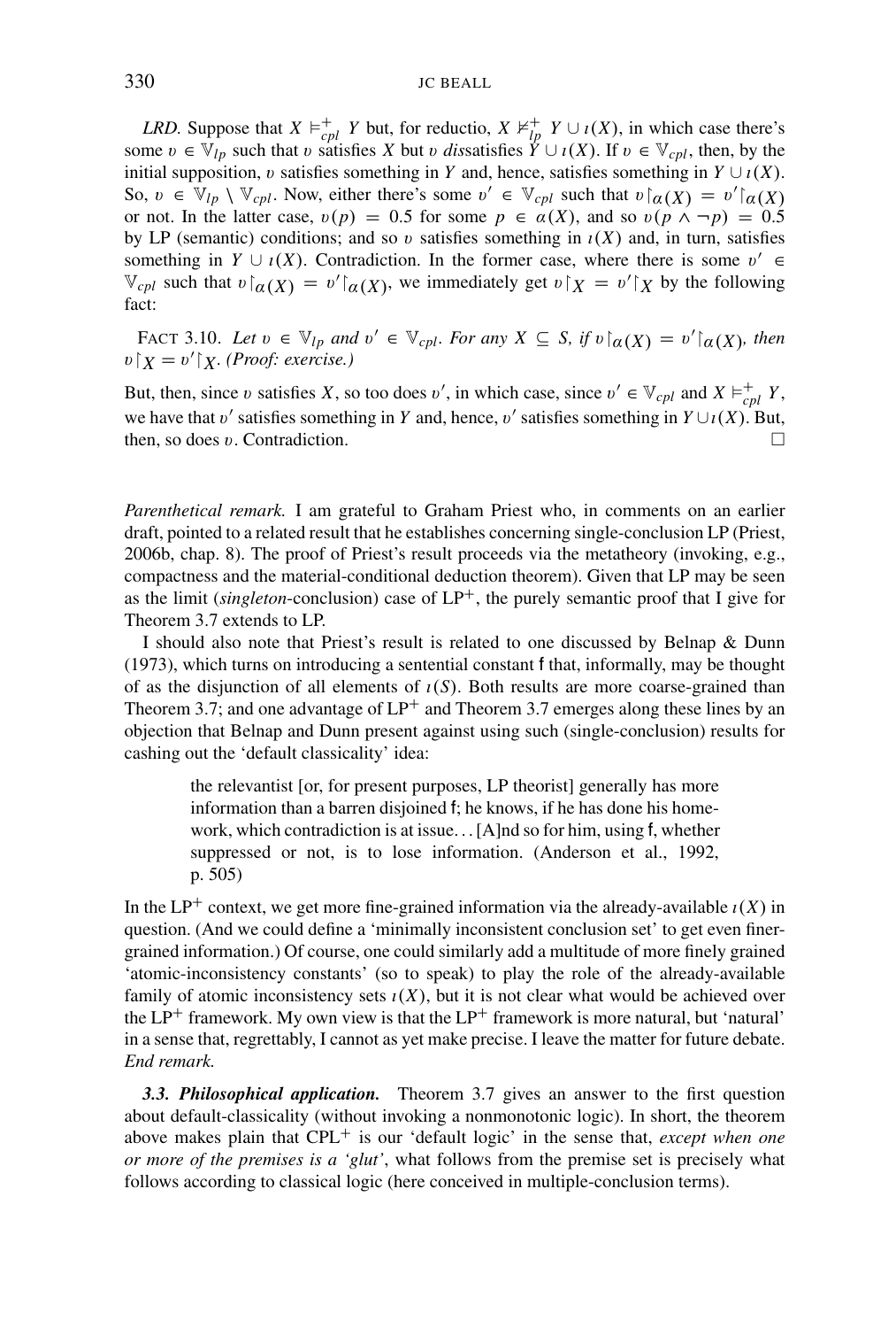*LRD*. Suppose that $X \vDash^{+}_{cpl} Y$ but, for reductio, $X \nvDash^{+}_{lp} Y \cup \iota(X)$, in which case there's some $\upsilon \in \mathbb{V}_{lp}$ such that $\upsilon$ satisfies $X$ but $\upsilon$ *dis*satisfies $Y \cup \iota(X)$. If $\upsilon \in \mathbb{V}_{cpl}$, then, by the initial supposition, $\upsilon$ satisfies something in $Y$ and, hence, satisfies something in $Y \cup \iota(X)$. So, $\upsilon \in \mathbb{V}_{lp} \setminus \mathbb{V}_{cpl}$. Now, either there's some $\upsilon' \in \mathbb{V}_{cpl}$ such that $\upsilon\restriction_{\alpha(X)} = \upsilon'\restriction_{\alpha(X)}$ or not. In the latter case, $\upsilon(p) = 0.5$ for some $p \in \alpha(X)$, and so $\upsilon(p \wedge \neg p) = 0.5$ by LP (semantic) conditions; and so $\upsilon$ satisfies something in $\iota(X)$ and, in turn, satisfies something in $Y \cup \iota(X)$. Contradiction. In the former case, where there is some $\upsilon' \in \mathbb{V}_{cpl}$ such that $\upsilon\restriction_{\alpha(X)} = \upsilon'\restriction_{\alpha(X)}$, we immediately get $\upsilon\restriction_{X} = \upsilon'\restriction_{X}$ by the following fact:

FACT 3.10. *Let $\upsilon \in \mathbb{V}_{lp}$ and $\upsilon' \in \mathbb{V}_{cpl}$. For any $X \subseteq S$, if $\upsilon\restriction_{\alpha(X)} = \upsilon'\restriction_{\alpha(X)}$, then $\upsilon\restriction_{X} = \upsilon'\restriction_{X}$. (Proof: exercise.)*

But, then, since $\upsilon$ satisfies $X$, so too does $\upsilon'$, in which case, since $\upsilon' \in \mathbb{V}_{cpl}$ and $X \vDash^{+}_{cpl} Y$, we have that $\upsilon'$ satisfies something in $Y$ and, hence, $\upsilon'$ satisfies something in $Y \cup \iota(X)$. But, then, so does $\upsilon$. Contradiction. □

*Parenthetical remark.* I am grateful to Graham Priest who, in comments on an earlier draft, pointed to a related result that he establishes concerning single-conclusion LP (Priest, 2006b, chap. 8). The proof of Priest's result proceeds via the metatheory (invoking, e.g., compactness and the material-conditional deduction theorem). Given that LP may be seen as the limit (*singleton*-conclusion) case of LP$^{+}$, the purely semantic proof that I give for Theorem 3.7 extends to LP.

I should also note that Priest's result is related to one discussed by Belnap & Dunn (1973), which turns on introducing a sentential constant f that, informally, may be thought of as the disjunction of all elements of $\iota(S)$. Both results are more coarse-grained than Theorem 3.7; and one advantage of LP$^{+}$ and Theorem 3.7 emerges along these lines by an objection that Belnap and Dunn present against using such (single-conclusion) results for cashing out the 'default classicality' idea:

> the relevantist [or, for present purposes, LP theorist] generally has more information than a barren disjoined f; he knows, if he has done his homework, which contradiction is at issue... [A]nd so for him, using f, whether suppressed or not, is to lose information. (Anderson et al., 1992, p. 505)

In the LP$^{+}$ context, we get more fine-grained information via the already-available $\iota(X)$ in question. (And we could define a 'minimally inconsistent conclusion set' to get even finer-grained information.) Of course, one could similarly add a multitude of more finely grained 'atomic-inconsistency constants' (so to speak) to play the role of the already-available family of atomic inconsistency sets $\iota(X)$, but it is not clear what would be achieved over the LP$^{+}$ framework. My own view is that the LP$^{+}$ framework is more natural, but 'natural' in a sense that, regrettably, I cannot as yet make precise. I leave the matter for future debate. *End remark.*

***3.3. Philosophical application.*** Theorem 3.7 gives an answer to the first question about default-classicality (without invoking a nonmonotonic logic). In short, the theorem above makes plain that CPL$^{+}$ is our 'default logic' in the sense that, *except when one or more of the premises is a 'glut'*, what follows from the premise set is precisely what follows according to classical logic (here conceived in multiple-conclusion terms).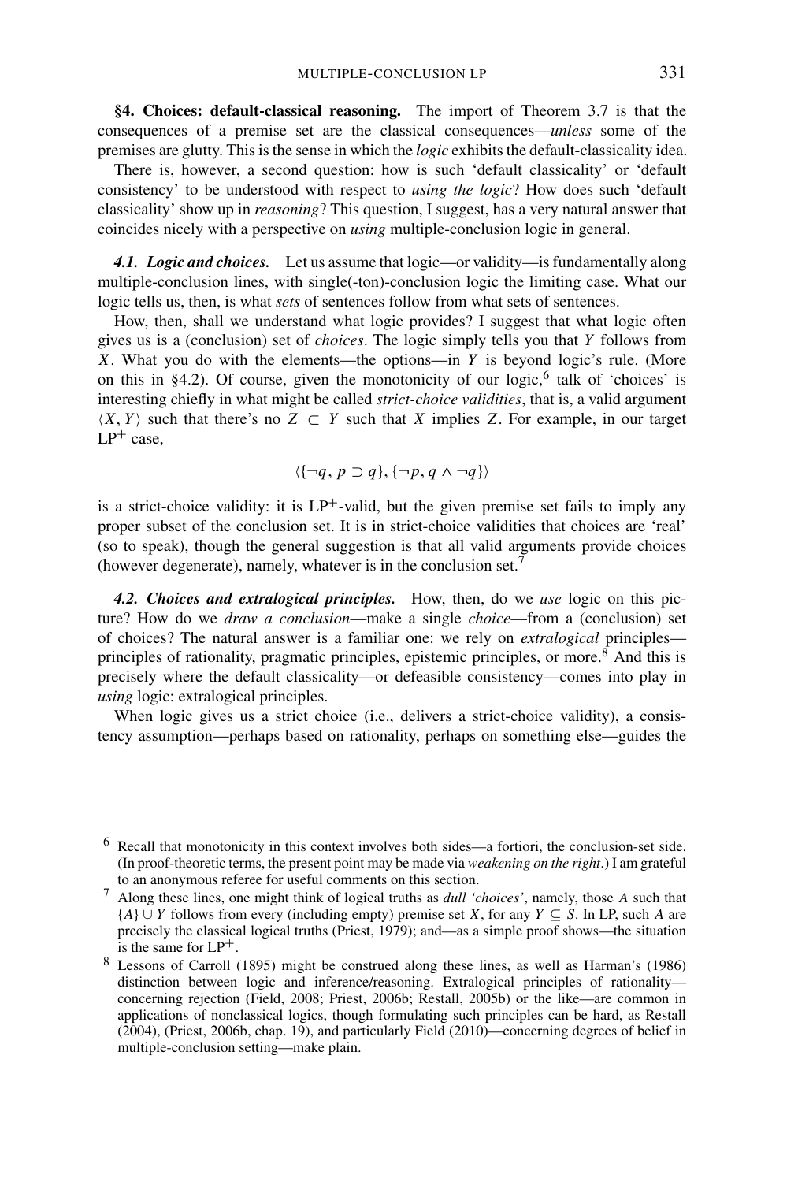**§4. Choices: default-classical reasoning.** The import of Theorem 3.7 is that the consequences of a premise set are the classical consequences—*unless* some of the premises are glutty. This is the sense in which the *logic* exhibits the default-classicality idea.

There is, however, a second question: how is such 'default classicality' or 'default consistency' to be understood with respect to *using the logic*? How does such 'default classicality' show up in *reasoning*? This question, I suggest, has a very natural answer that coincides nicely with a perspective on *using* multiple-conclusion logic in general.

***4.1. Logic and choices.*** Let us assume that logic—or validity—is fundamentally along multiple-conclusion lines, with single(-ton)-conclusion logic the limiting case. What our logic tells us, then, is what *sets* of sentences follow from what sets of sentences.

How, then, shall we understand what logic provides? I suggest that what logic often gives us is a (conclusion) set of *choices*. The logic simply tells you that $Y$ follows from $X$. What you do with the elements—the options—in $Y$ is beyond logic's rule. (More on this in §4.2). Of course, given the monotonicity of our logic,[6] talk of 'choices' is interesting chiefly in what might be called *strict-choice validities*, that is, a valid argument $\langle X, Y\rangle$ such that there's no $Z \subset Y$ such that $X$ implies $Z$. For example, in our target $LP^+$ case,

$$\langle\{\neg q, p \supset q\}, \{\neg p, q \wedge \neg q\}\rangle$$

is a strict-choice validity: it is $LP^+$-valid, but the given premise set fails to imply any proper subset of the conclusion set. It is in strict-choice validities that choices are 'real' (so to speak), though the general suggestion is that all valid arguments provide choices (however degenerate), namely, whatever is in the conclusion set.[7]

***4.2. Choices and extralogical principles.*** How, then, do we *use* logic on this picture? How do we *draw a conclusion*—make a single *choice*—from a (conclusion) set of choices? The natural answer is a familiar one: we rely on *extralogical* principles—principles of rationality, pragmatic principles, epistemic principles, or more.[8] And this is precisely where the default classicality—or defeasible consistency—comes into play in *using* logic: extralogical principles.

When logic gives us a strict choice (i.e., delivers a strict-choice validity), a consistency assumption—perhaps based on rationality, perhaps on something else—guides the

---

[6] Recall that monotonicity in this context involves both sides—a fortiori, the conclusion-set side. (In proof-theoretic terms, the present point may be made via *weakening on the right*.) I am grateful to an anonymous referee for useful comments on this section.

[7] Along these lines, one might think of logical truths as *dull 'choices'*, namely, those $A$ such that $\{A\} \cup Y$ follows from every (including empty) premise set $X$, for any $Y \subseteq S$. In LP, such $A$ are precisely the classical logical truths (Priest, 1979); and—as a simple proof shows—the situation is the same for $LP^+$.

[8] Lessons of Carroll (1895) might be construed along these lines, as well as Harman's (1986) distinction between logic and inference/reasoning. Extralogical principles of rationality—concerning rejection (Field, 2008; Priest, 2006b; Restall, 2005b) or the like—are common in applications of nonclassical logics, though formulating such principles can be hard, as Restall (2004), (Priest, 2006b, chap. 19), and particularly Field (2010)—concerning degrees of belief in multiple-conclusion setting—make plain.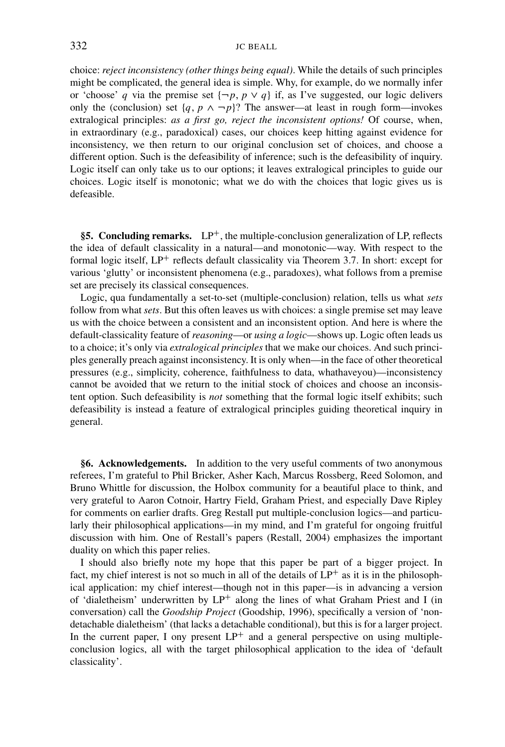choice: *reject inconsistency (other things being equal)*. While the details of such principles might be complicated, the general idea is simple. Why, for example, do we normally infer or 'choose' $q$ via the premise set $\{\neg p, p \vee q\}$ if, as I've suggested, our logic delivers only the (conclusion) set $\{q, p \wedge \neg p\}$? The answer—at least in rough form—invokes extralogical principles: *as a first go, reject the inconsistent options!* Of course, when, in extraordinary (e.g., paradoxical) cases, our choices keep hitting against evidence for inconsistency, we then return to our original conclusion set of choices, and choose a different option. Such is the defeasibility of inference; such is the defeasibility of inquiry. Logic itself can only take us to our options; it leaves extralogical principles to guide our choices. Logic itself is monotonic; what we do with the choices that logic gives us is defeasible.

## §5. Concluding remarks.

$LP^+$, the multiple-conclusion generalization of LP, reflects the idea of default classicality in a natural—and monotonic—way. With respect to the formal logic itself, $LP^+$ reflects default classicality via Theorem 3.7. In short: except for various 'glutty' or inconsistent phenomena (e.g., paradoxes), what follows from a premise set are precisely its classical consequences.

Logic, qua fundamentally a set-to-set (multiple-conclusion) relation, tells us what *sets* follow from what *sets*. But this often leaves us with choices: a single premise set may leave us with the choice between a consistent and an inconsistent option. And here is where the default-classicality feature of *reasoning*—or *using a logic*—shows up. Logic often leads us to a choice; it's only via *extralogical principles* that we make our choices. And such principles generally preach against inconsistency. It is only when—in the face of other theoretical pressures (e.g., simplicity, coherence, faithfulness to data, whathaveyou)—inconsistency cannot be avoided that we return to the initial stock of choices and choose an inconsistent option. Such defeasibility is *not* something that the formal logic itself exhibits; such defeasibility is instead a feature of extralogical principles guiding theoretical inquiry in general.

## §6. Acknowledgements.

In addition to the very useful comments of two anonymous referees, I'm grateful to Phil Bricker, Asher Kach, Marcus Rossberg, Reed Solomon, and Bruno Whittle for discussion, the Holbox community for a beautiful place to think, and very grateful to Aaron Cotnoir, Hartry Field, Graham Priest, and especially Dave Ripley for comments on earlier drafts. Greg Restall put multiple-conclusion logics—and particularly their philosophical applications—in my mind, and I'm grateful for ongoing fruitful discussion with him. One of Restall's papers (Restall, 2004) emphasizes the important duality on which this paper relies.

I should also briefly note my hope that this paper be part of a bigger project. In fact, my chief interest is not so much in all of the details of $LP^+$ as it is in the philosophical application: my chief interest—though not in this paper—is in advancing a version of 'dialetheism' underwritten by $LP^+$ along the lines of what Graham Priest and I (in conversation) call the *Goodship Project* (Goodship, 1996), specifically a version of 'non-detachable dialetheism' (that lacks a detachable conditional), but this is for a larger project. In the current paper, I ony present $LP^+$ and a general perspective on using multiple-conclusion logics, all with the target philosophical application to the idea of 'default classicality'.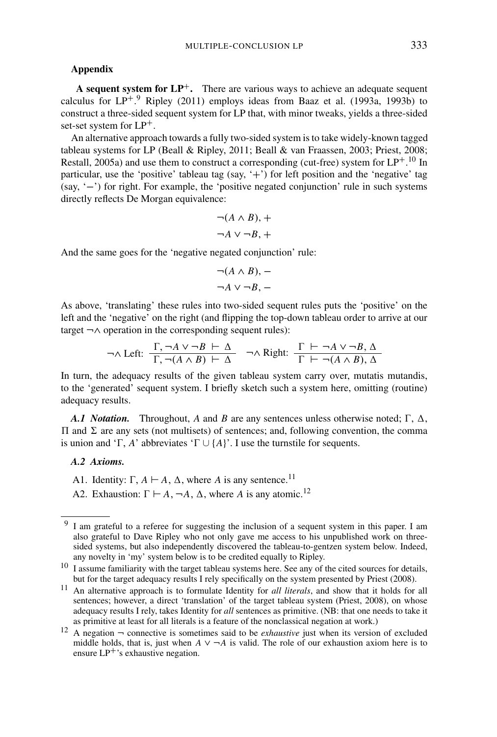## Appendix

**A sequent system for $LP^+$.** There are various ways to achieve an adequate sequent calculus for $LP^+$.[9] Ripley (2011) employs ideas from Baaz et al. (1993a, 1993b) to construct a three-sided sequent system for LP that, with minor tweaks, yields a three-sided set-set system for $LP^+$.

An alternative approach towards a fully two-sided system is to take widely-known tagged tableau systems for LP (Beall & Ripley, 2011; Beall & van Fraassen, 2003; Priest, 2008; Restall, 2005a) and use them to construct a corresponding (cut-free) system for $LP^+$.[10] In particular, use the 'positive' tableau tag (say, '$+$') for left position and the 'negative' tag (say, '$-$') for right. For example, the 'positive negated conjunction' rule in such systems directly reflects De Morgan equivalence:

$$\neg(A \wedge B), +$$
$$\neg A \vee \neg B, +$$

And the same goes for the 'negative negated conjunction' rule:

$$\neg(A \wedge B), -$$
$$\neg A \vee \neg B, -$$

As above, 'translating' these rules into two-sided sequent rules puts the 'positive' on the left and the 'negative' on the right (and flipping the top-down tableau order to arrive at our target $\neg\wedge$ operation in the corresponding sequent rules):

$$\neg\wedge \text{ Left: } \frac{\Gamma, \neg A \vee \neg B \vdash \Delta}{\Gamma, \neg(A \wedge B) \vdash \Delta} \quad \neg\wedge \text{ Right: } \frac{\Gamma \vdash \neg A \vee \neg B, \Delta}{\Gamma \vdash \neg(A \wedge B), \Delta}$$

In turn, the adequacy results of the given tableau system carry over, mutatis mutandis, to the 'generated' sequent system. I briefly sketch such a system here, omitting (routine) adequacy results.

***A.1 Notation.*** Throughout, $A$ and $B$ are any sentences unless otherwise noted; $\Gamma$, $\Delta$, $\Pi$ and $\Sigma$ are any sets (not multisets) of sentences; and, following convention, the comma is union and '$\Gamma, A$' abbreviates '$\Gamma \cup \{A\}$'. I use the turnstile for sequents.

***A.2 Axioms.***

A1. Identity: $\Gamma, A \vdash A, \Delta$, where $A$ is any sentence.[11]

A2. Exhaustion: $\Gamma \vdash A, \neg A, \Delta$, where $A$ is any atomic.[12]

---

[9] I am grateful to a referee for suggesting the inclusion of a sequent system in this paper. I am also grateful to Dave Ripley who not only gave me access to his unpublished work on three-sided systems, but also independently discovered the tableau-to-gentzen system below. Indeed, any novelty in 'my' system below is to be credited equally to Ripley.

[10] I assume familiarity with the target tableau systems here. See any of the cited sources for details, but for the target adequacy results I rely specifically on the system presented by Priest (2008).

[11] An alternative approach is to formulate Identity for *all literals*, and show that it holds for all sentences; however, a direct 'translation' of the target tableau system (Priest, 2008), on whose adequacy results I rely, takes Identity for *all* sentences as primitive. (NB: that one needs to take it as primitive at least for all literals is a feature of the nonclassical negation at work.)

[12] A negation $\neg$ connective is sometimes said to be *exhaustive* just when its version of excluded middle holds, that is, just when $A \vee \neg A$ is valid. The role of our exhaustion axiom here is to ensure $LP^+$'s exhaustive negation.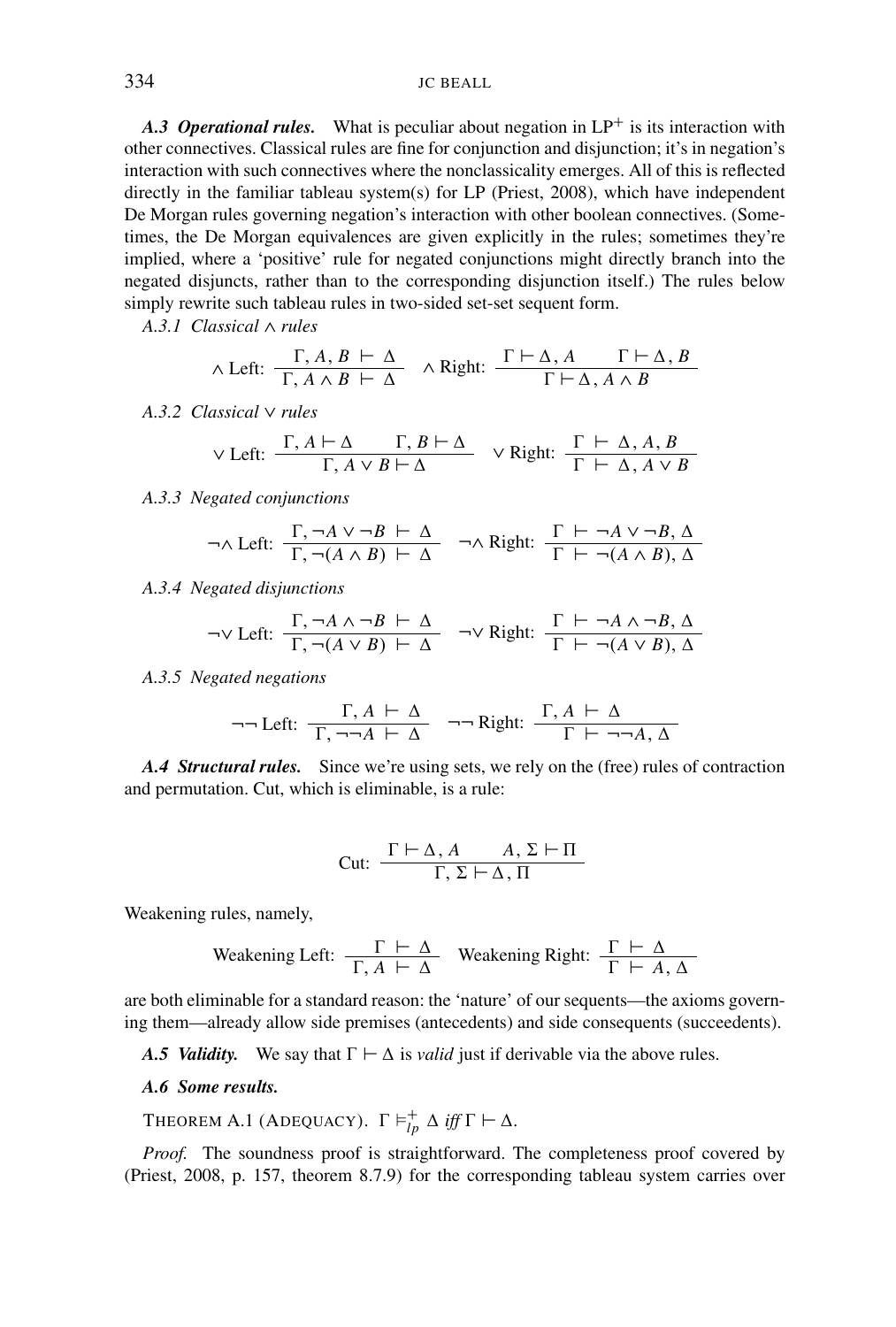**A.3 Operational rules.** What is peculiar about negation in $LP^+$ is its interaction with other connectives. Classical rules are fine for conjunction and disjunction; it's in negation's interaction with such connectives where the nonclassicality emerges. All of this is reflected directly in the familiar tableau system(s) for LP (Priest, 2008), which have independent De Morgan rules governing negation's interaction with other boolean connectives. (Sometimes, the De Morgan equivalences are given explicitly in the rules; sometimes they're implied, where a 'positive' rule for negated conjunctions might directly branch into the negated disjuncts, rather than to the corresponding disjunction itself.) The rules below simply rewrite such tableau rules in two-sided set-set sequent form.

*A.3.1 Classical $\wedge$ rules*

$$\wedge \text{ Left: } \frac{\Gamma, A, B \vdash \Delta}{\Gamma, A \wedge B \vdash \Delta} \quad \wedge \text{ Right: } \frac{\Gamma \vdash \Delta, A \qquad \Gamma \vdash \Delta, B}{\Gamma \vdash \Delta, A \wedge B}$$

*A.3.2 Classical $\vee$ rules*

$$\vee \text{ Left: } \frac{\Gamma, A \vdash \Delta \qquad \Gamma, B \vdash \Delta}{\Gamma, A \vee B \vdash \Delta} \quad \vee \text{ Right: } \frac{\Gamma \vdash \Delta, A, B}{\Gamma \vdash \Delta, A \vee B}$$

*A.3.3 Negated conjunctions*

$$\neg\wedge \text{ Left: } \frac{\Gamma, \neg A \vee \neg B \vdash \Delta}{\Gamma, \neg(A \wedge B) \vdash \Delta} \quad \neg\wedge \text{ Right: } \frac{\Gamma \vdash \neg A \vee \neg B, \Delta}{\Gamma \vdash \neg(A \wedge B), \Delta}$$

*A.3.4 Negated disjunctions*

$$\neg\vee \text{ Left: } \frac{\Gamma, \neg A \wedge \neg B \vdash \Delta}{\Gamma, \neg(A \vee B) \vdash \Delta} \quad \neg\vee \text{ Right: } \frac{\Gamma \vdash \neg A \wedge \neg B, \Delta}{\Gamma \vdash \neg(A \vee B), \Delta}$$

*A.3.5 Negated negations*

$$\neg\neg \text{ Left: } \frac{\Gamma, A \vdash \Delta}{\Gamma, \neg\neg A \vdash \Delta} \quad \neg\neg \text{ Right: } \frac{\Gamma, A \vdash \Delta}{\Gamma \vdash \neg\neg A, \Delta}$$

**A.4 Structural rules.** Since we're using sets, we rely on the (free) rules of contraction and permutation. Cut, which is eliminable, is a rule:

$$\text{Cut: } \frac{\Gamma \vdash \Delta, A \qquad A, \Sigma \vdash \Pi}{\Gamma, \Sigma \vdash \Delta, \Pi}$$

Weakening rules, namely,

$$\text{Weakening Left: } \frac{\Gamma \vdash \Delta}{\Gamma, A \vdash \Delta} \quad \text{Weakening Right: } \frac{\Gamma \vdash \Delta}{\Gamma \vdash A, \Delta}$$

are both eliminable for a standard reason: the 'nature' of our sequents—the axioms governing them—already allow side premises (antecedents) and side consequents (succeedents).

**A.5 Validity.** We say that $\Gamma \vdash \Delta$ is *valid* just if derivable via the above rules.

**A.6 Some results.**

THEOREM A.1 (ADEQUACY). $\Gamma \vDash^+_{lp} \Delta$ *iff* $\Gamma \vdash \Delta$.

*Proof.* The soundness proof is straightforward. The completeness proof covered by (Priest, 2008, p. 157, theorem 8.7.9) for the corresponding tableau system carries over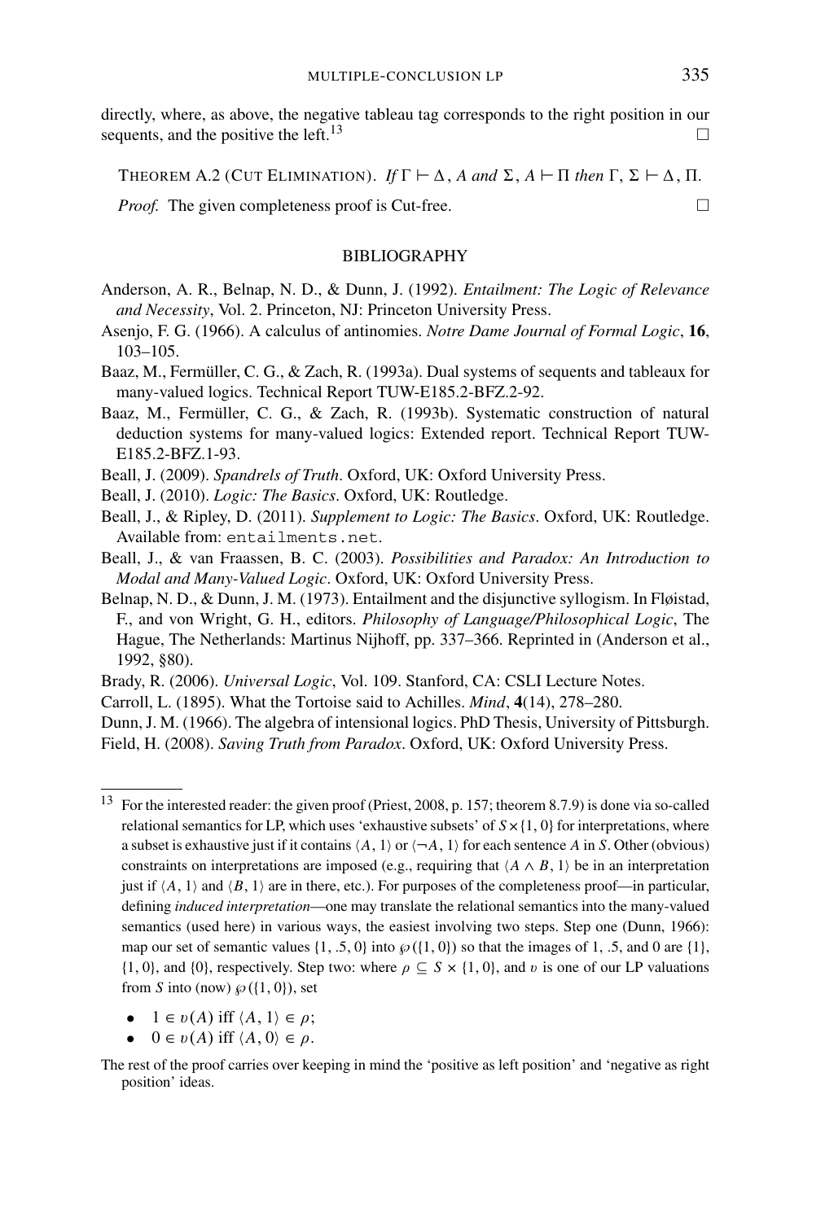directly, where, as above, the negative tableau tag corresponds to the right position in our sequents, and the positive the left.[13] □

THEOREM A.2 (CUT ELIMINATION). *If* $\Gamma \vdash \Delta, A$ *and* $\Sigma, A \vdash \Pi$ *then* $\Gamma, \Sigma \vdash \Delta, \Pi$.

*Proof.* The given completeness proof is Cut-free. □

## BIBLIOGRAPHY

Anderson, A. R., Belnap, N. D., & Dunn, J. (1992). *Entailment: The Logic of Relevance and Necessity*, Vol. 2. Princeton, NJ: Princeton University Press.

Asenjo, F. G. (1966). A calculus of antinomies. *Notre Dame Journal of Formal Logic*, **16**, 103–105.

Baaz, M., Fermüller, C. G., & Zach, R. (1993a). Dual systems of sequents and tableaux for many-valued logics. Technical Report TUW-E185.2-BFZ.2-92.

Baaz, M., Fermüller, C. G., & Zach, R. (1993b). Systematic construction of natural deduction systems for many-valued logics: Extended report. Technical Report TUW-E185.2-BFZ.1-93.

Beall, J. (2009). *Spandrels of Truth*. Oxford, UK: Oxford University Press.

Beall, J. (2010). *Logic: The Basics*. Oxford, UK: Routledge.

Beall, J., & Ripley, D. (2011). *Supplement to Logic: The Basics*. Oxford, UK: Routledge. Available from: entailments.net.

Beall, J., & van Fraassen, B. C. (2003). *Possibilities and Paradox: An Introduction to Modal and Many-Valued Logic*. Oxford, UK: Oxford University Press.

Belnap, N. D., & Dunn, J. M. (1973). Entailment and the disjunctive syllogism. In Fløistad, F., and von Wright, G. H., editors. *Philosophy of Language/Philosophical Logic*, The Hague, The Netherlands: Martinus Nijhoff, pp. 337–366. Reprinted in (Anderson et al., 1992, §80).

Brady, R. (2006). *Universal Logic*, Vol. 109. Stanford, CA: CSLI Lecture Notes.

Carroll, L. (1895). What the Tortoise said to Achilles. *Mind*, **4**(14), 278–280.

Dunn, J. M. (1966). The algebra of intensional logics. PhD Thesis, University of Pittsburgh.

Field, H. (2008). *Saving Truth from Paradox*. Oxford, UK: Oxford University Press.

---

[13] For the interested reader: the given proof (Priest, 2008, p. 157; theorem 8.7.9) is done via so-called relational semantics for LP, which uses 'exhaustive subsets' of $S \times \{1, 0\}$ for interpretations, where a subset is exhaustive just if it contains $\langle A, 1\rangle$ or $\langle \neg A, 1\rangle$ for each sentence $A$ in $S$. Other (obvious) constraints on interpretations are imposed (e.g., requiring that $\langle A \wedge B, 1\rangle$ be in an interpretation just if $\langle A, 1\rangle$ and $\langle B, 1\rangle$ are in there, etc.). For purposes of the completeness proof—in particular, defining *induced interpretation*—one may translate the relational semantics into the many-valued semantics (used here) in various ways, the easiest involving two steps. Step one (Dunn, 1966): map our set of semantic values $\{1, .5, 0\}$ into $\wp(\{1, 0\})$ so that the images of 1, .5, and 0 are $\{1\}$, $\{1, 0\}$, and $\{0\}$, respectively. Step two: where $\rho \subseteq S \times \{1, 0\}$, and $v$ is one of our LP valuations from $S$ into (now) $\wp(\{1, 0\})$, set

- $1 \in v(A)$ iff $\langle A, 1\rangle \in \rho$;
- $0 \in v(A)$ iff $\langle A, 0\rangle \in \rho$.

The rest of the proof carries over keeping in mind the 'positive as left position' and 'negative as right position' ideas.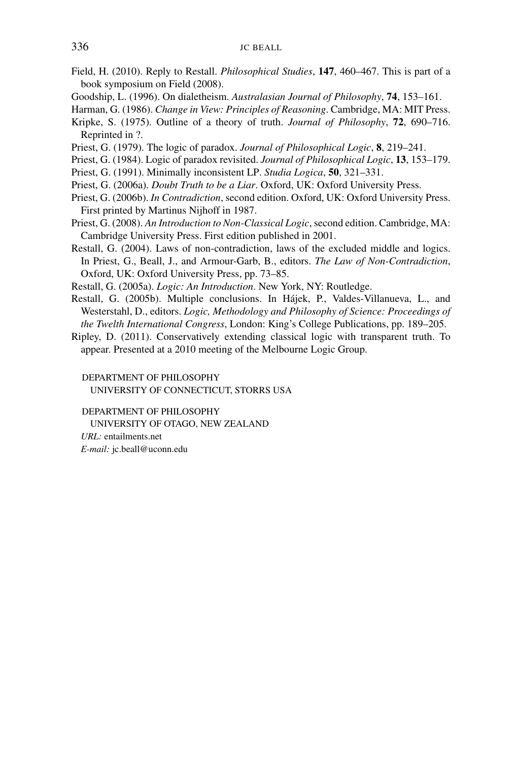Field, H. (2010). Reply to Restall. *Philosophical Studies*, **147**, 460–467. This is part of a book symposium on Field (2008).

Goodship, L. (1996). On dialetheism. *Australasian Journal of Philosophy*, **74**, 153–161.

Harman, G. (1986). *Change in View: Principles of Reasoning*. Cambridge, MA: MIT Press.

Kripke, S. (1975). Outline of a theory of truth. *Journal of Philosophy*, **72**, 690–716. Reprinted in ?.

Priest, G. (1979). The logic of paradox. *Journal of Philosophical Logic*, **8**, 219–241.

Priest, G. (1984). Logic of paradox revisited. *Journal of Philosophical Logic*, **13**, 153–179.

Priest, G. (1991). Minimally inconsistent LP. *Studia Logica*, **50**, 321–331.

Priest, G. (2006a). *Doubt Truth to be a Liar*. Oxford, UK: Oxford University Press.

Priest, G. (2006b). *In Contradiction*, second edition. Oxford, UK: Oxford University Press. First printed by Martinus Nijhoff in 1987.

Priest, G. (2008). *An Introduction to Non-Classical Logic*, second edition. Cambridge, MA: Cambridge University Press. First edition published in 2001.

Restall, G. (2004). Laws of non-contradiction, laws of the excluded middle and logics. In Priest, G., Beall, J., and Armour-Garb, B., editors. *The Law of Non-Contradiction*, Oxford, UK: Oxford University Press, pp. 73–85.

Restall, G. (2005a). *Logic: An Introduction*. New York, NY: Routledge.

Restall, G. (2005b). Multiple conclusions. In Hájek, P., Valdes-Villanueva, L., and Westerstahl, D., editors. *Logic, Methodology and Philosophy of Science: Proceedings of the Twelth International Congress*, London: King's College Publications, pp. 189–205.

Ripley, D. (2011). Conservatively extending classical logic with transparent truth. To appear. Presented at a 2010 meeting of the Melbourne Logic Group.

DEPARTMENT OF PHILOSOPHY
UNIVERSITY OF CONNECTICUT, STORRS USA

DEPARTMENT OF PHILOSOPHY
UNIVERSITY OF OTAGO, NEW ZEALAND
*URL:* entailments.net
*E-mail:* jc.beall@uconn.edu